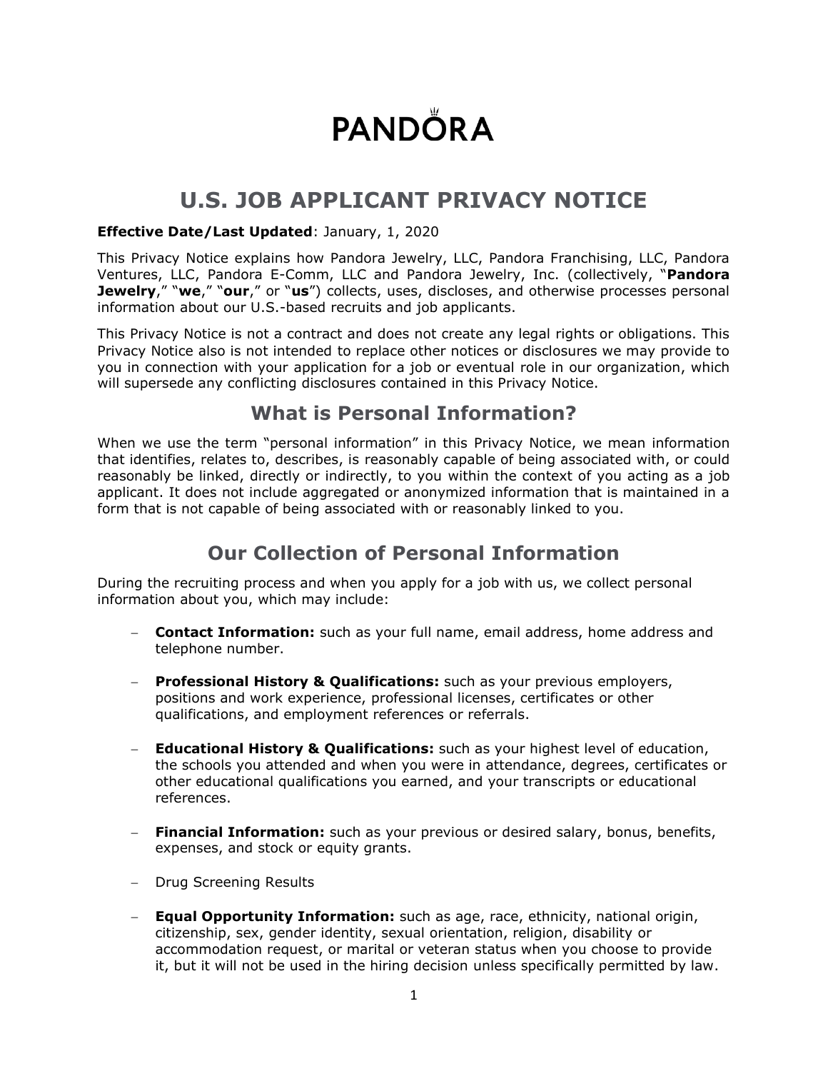PANDORA

# U.S. JOB APPLICANT PRIVACY NOTICE

**Effective Date/Last Updated**: January, 1, 2020

This Privacy Notice explains how Pandora Jewelry, LLC, Pandora Franchising, LLC, Pandora Ventures, LLC, Pandora E-Comm, LLC and Pandora Jewelry, Inc. (collectively, "**Pandora Jewelry**," "**we**," "**our**," or "**us**") collects, uses, discloses, and otherwise processes personal information about our U.S.-based recruits and job applicants.

This Privacy Notice is not a contract and does not create any legal rights or obligations. This Privacy Notice also is not intended to replace other notices or disclosures we may provide to you in connection with your application for a job or eventual role in our organization, which will supersede any conflicting disclosures contained in this Privacy Notice.

## What is Personal Information?

When we use the term "personal information" in this Privacy Notice, we mean information that identifies, relates to, describes, is reasonably capable of being associated with, or could reasonably be linked, directly or indirectly, to you within the context of you acting as a job applicant. It does not include aggregated or anonymized information that is maintained in a form that is not capable of being associated with or reasonably linked to you.

## Our Collection of Personal Information

During the recruiting process and when you apply for a job with us, we collect personal information about you, which may include:

- **Contact Information:** such as your full name, email address, home address and telephone number.
- **Professional History & Qualifications:** such as your previous employers, positions and work experience, professional licenses, certificates or other qualifications, and employment references or referrals.
- **Educational History & Qualifications:** such as your highest level of education, the schools you attended and when you were in attendance, degrees, certificates or other educational qualifications you earned, and your transcripts or educational references.
- **Financial Information:** such as your previous or desired salary, bonus, benefits, expenses, and stock or equity grants.
- Drug Screening Results
- **Equal Opportunity Information:** such as age, race, ethnicity, national origin, citizenship, sex, gender identity, sexual orientation, religion, disability or accommodation request, or marital or veteran status when you choose to provide it, but it will not be used in the hiring decision unless specifically permitted by law.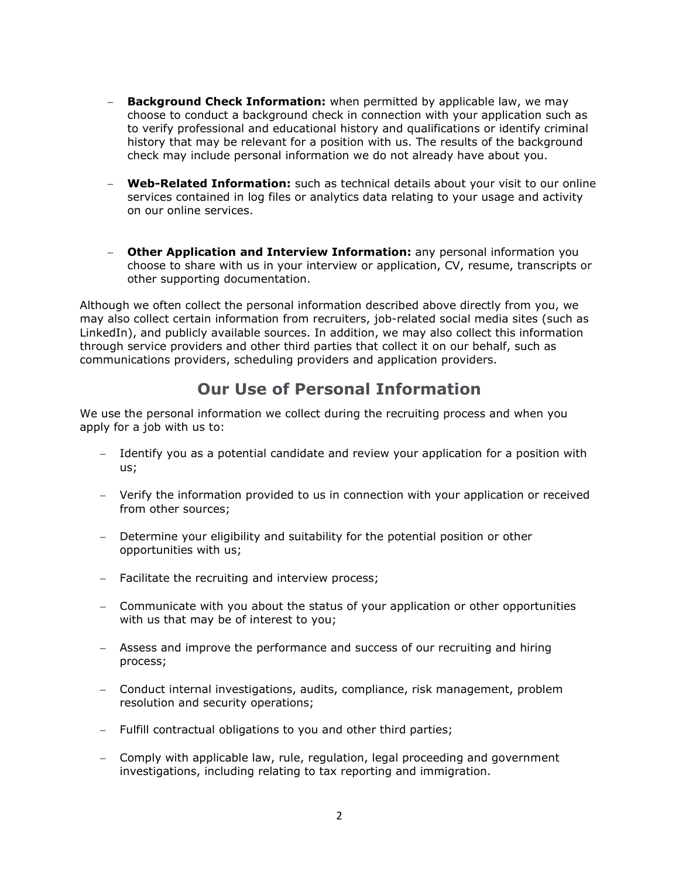- **Background Check Information:** when permitted by applicable law, we may choose to conduct a background check in connection with your application such as to verify professional and educational history and qualifications or identify criminal history that may be relevant for a position with us. The results of the background check may include personal information we do not already have about you.

- **Web-Related Information:** such as technical details about your visit to our online services contained in log files or analytics data relating to your usage and activity on our online services.

- **Other Application and Interview Information:** any personal information you choose to share with us in your interview or application, CV, resume, transcripts or other supporting documentation.

Although we often collect the personal information described above directly from you, we may also collect certain information from recruiters, job-related social media sites (such as LinkedIn), and publicly available sources. In addition, we may also collect this information through service providers and other third parties that collect it on our behalf, such as communications providers, scheduling providers and application providers.

## Our Use of Personal Information

We use the personal information we collect during the recruiting process and when you apply for a job with us to:

- Identify you as a potential candidate and review your application for a position with us;

- Verify the information provided to us in connection with your application or received from other sources;

- Determine your eligibility and suitability for the potential position or other opportunities with us;

- Facilitate the recruiting and interview process;

- Communicate with you about the status of your application or other opportunities with us that may be of interest to you;

- Assess and improve the performance and success of our recruiting and hiring process;

- Conduct internal investigations, audits, compliance, risk management, problem resolution and security operations;

- Fulfill contractual obligations to you and other third parties;

- Comply with applicable law, rule, regulation, legal proceeding and government investigations, including relating to tax reporting and immigration.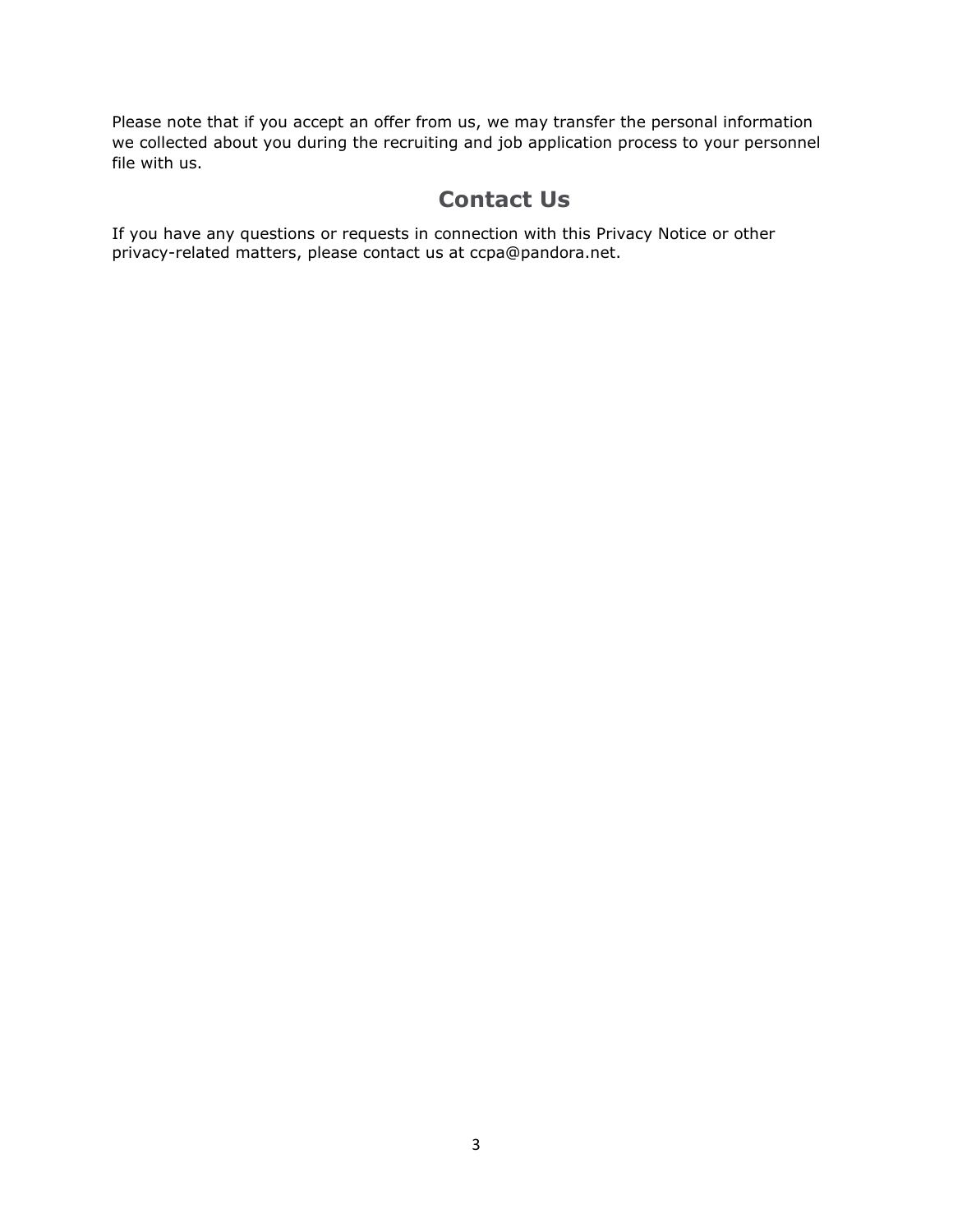Please note that if you accept an offer from us, we may transfer the personal information we collected about you during the recruiting and job application process to your personnel file with us.

## Contact Us

If you have any questions or requests in connection with this Privacy Notice or other privacy-related matters, please contact us at ccpa@pandora.net.